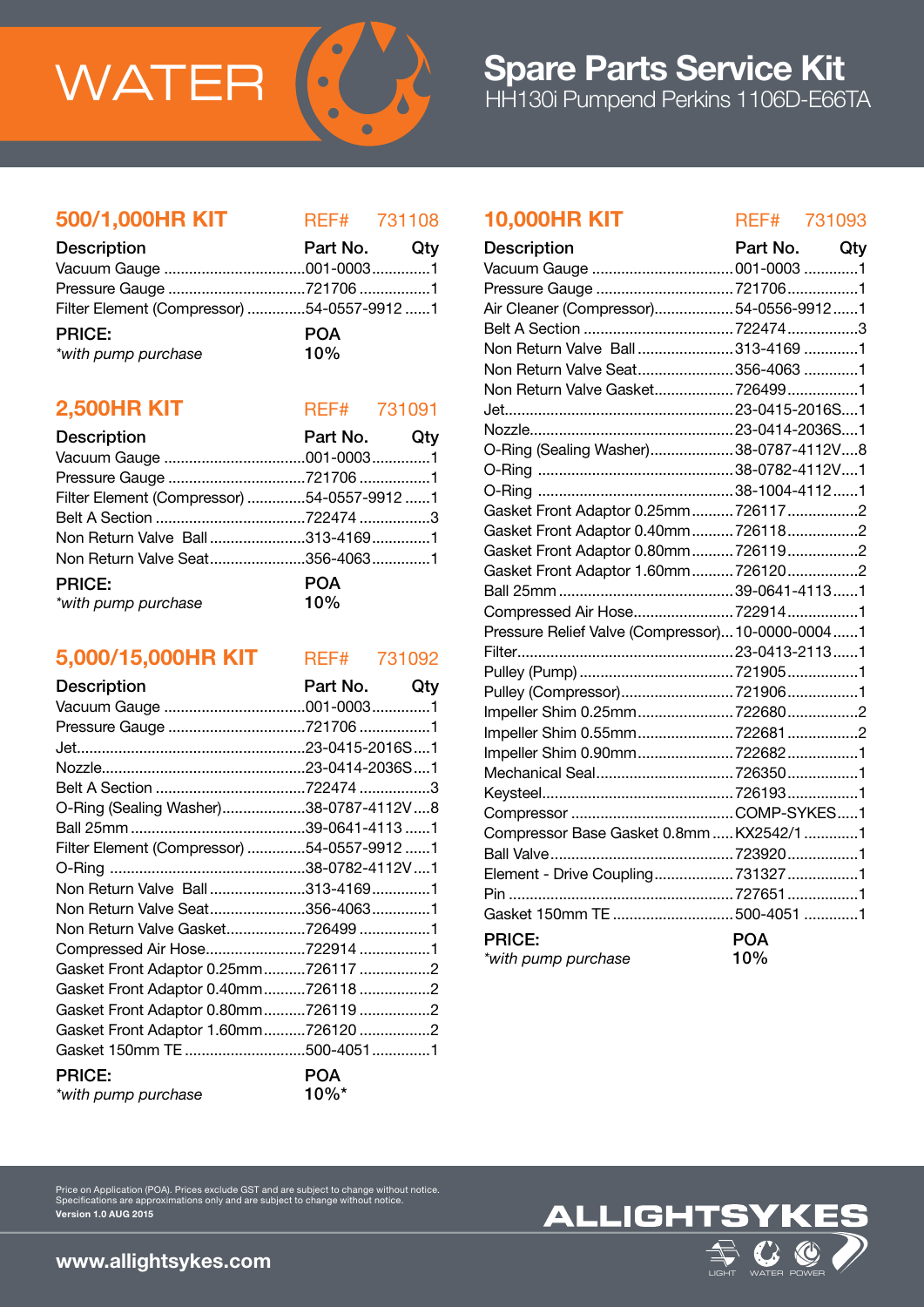# WATER

# Spare Parts Service Kit

HH130i Pumpend Perkins 1106D-E66TA

## 500/1,000HR KIT

REF# 731108

| Description | Part No. | Qty |
|---|---|---|
| Vacuum Gauge | 001-0003 | 1 |
| Pressure Gauge | 721706 | 1 |
| Filter Element (Compressor) | 54-0557-9912 | 1 |

**PRICE:** POA

*\*with pump purchase* 10%

## 2,500HR KIT

REF# 731091

| Description | Part No. | Qty |
|---|---|---|
| Vacuum Gauge | 001-0003 | 1 |
| Pressure Gauge | 721706 | 1 |
| Filter Element (Compressor) | 54-0557-9912 | 1 |
| Belt A Section | 722474 | 3 |
| Non Return Valve Ball | 313-4169 | 1 |
| Non Return Valve Seat | 356-4063 | 1 |

**PRICE:** POA

*\*with pump purchase* 10%

## 5,000/15,000HR KIT

REF# 731092

| Description | Part No. | Qty |
|---|---|---|
| Vacuum Gauge | 001-0003 | 1 |
| Pressure Gauge | 721706 | 1 |
| Jet | 23-0415-2016S | 1 |
| Nozzle | 23-0414-2036S | 1 |
| Belt A Section | 722474 | 3 |
| O-Ring (Sealing Washer) | 38-0787-4112V | 8 |
| Ball 25mm | 39-0641-4113 | 1 |
| Filter Element (Compressor) | 54-0557-9912 | 1 |
| O-Ring | 38-0782-4112V | 1 |
| Non Return Valve Ball | 313-4169 | 1 |
| Non Return Valve Seat | 356-4063 | 1 |
| Non Return Valve Gasket | 726499 | 1 |
| Compressed Air Hose | 722914 | 1 |
| Gasket Front Adaptor 0.25mm | 726117 | 2 |
| Gasket Front Adaptor 0.40mm | 726118 | 2 |
| Gasket Front Adaptor 0.80mm | 726119 | 2 |
| Gasket Front Adaptor 1.60mm | 726120 | 2 |
| Gasket 150mm TE | 500-4051 | 1 |

**PRICE:** POA

*\*with pump purchase* 10%*

## 10,000HR KIT

REF# 731093

| Description | Part No. | Qty |
|---|---|---|
| Vacuum Gauge | 001-0003 | 1 |
| Pressure Gauge | 721706 | 1 |
| Air Cleaner (Compressor) | 54-0556-9912 | 1 |
| Belt A Section | 722474 | 3 |
| Non Return Valve Ball | 313-4169 | 1 |
| Non Return Valve Seat | 356-4063 | 1 |
| Non Return Valve Gasket | 726499 | 1 |
| Jet | 23-0415-2016S | 1 |
| Nozzle | 23-0414-2036S | 1 |
| O-Ring (Sealing Washer) | 38-0787-4112V | 8 |
| O-Ring | 38-0782-4112V | 1 |
| O-Ring | 38-1004-4112 | 1 |
| Gasket Front Adaptor 0.25mm | 726117 | 2 |
| Gasket Front Adaptor 0.40mm | 726118 | 2 |
| Gasket Front Adaptor 0.80mm | 726119 | 2 |
| Gasket Front Adaptor 1.60mm | 726120 | 2 |
| Ball 25mm | 39-0641-4113 | 1 |
| Compressed Air Hose | 722914 | 1 |
| Pressure Relief Valve (Compressor) | 10-0000-0004 | 1 |
| Filter | 23-0413-2113 | 1 |
| Pulley (Pump) | 721905 | 1 |
| Pulley (Compressor) | 721906 | 1 |
| Impeller Shim 0.25mm | 722680 | 2 |
| Impeller Shim 0.55mm | 722681 | 2 |
| Impeller Shim 0.90mm | 722682 | 1 |
| Mechanical Seal | 726350 | 1 |
| Keysteel | 726193 | 1 |
| Compressor | COMP-SYKES | 1 |
| Compressor Base Gasket 0.8mm | KX2542/1 | 1 |
| Ball Valve | 723920 | 1 |
| Element - Drive Coupling | 731327 | 1 |
| Pin | 727651 | 1 |
| Gasket 150mm TE | 500-4051 | 1 |

**PRICE:** POA

*\*with pump purchase* 10%

Price on Application (POA). Prices exclude GST and are subject to change without notice.
Specifications are approximations only and are subject to change without notice.
**Version 1.0 AUG 2015**

**www.allightsykes.com**

ALLIGHTSYKES — LIGHT WATER POWER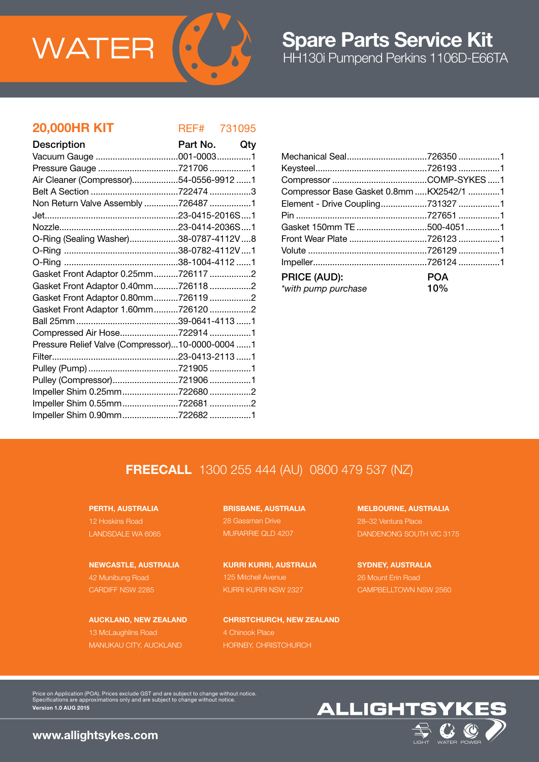WATER

# Spare Parts Service Kit

HH130i Pumpend Perkins 1106D-E66TA

## 20,000HR KIT REF# 731095

| Description | Part No. | Qty |
|---|---|---|
| Vacuum Gauge | 001-0003 | 1 |
| Pressure Gauge | 721706 | 1 |
| Air Cleaner (Compressor) | 54-0556-9912 | 1 |
| Belt A Section | 722474 | 3 |
| Non Return Valve Assembly | 726487 | 1 |
| Jet | 23-0415-2016S | 1 |
| Nozzle | 23-0414-2036S | 1 |
| O-Ring (Sealing Washer) | 38-0787-4112V | 8 |
| O-Ring | 38-0782-4112V | 1 |
| O-Ring | 38-1004-4112 | 1 |
| Gasket Front Adaptor 0.25mm | 726117 | 2 |
| Gasket Front Adaptor 0.40mm | 726118 | 2 |
| Gasket Front Adaptor 0.80mm | 726119 | 2 |
| Gasket Front Adaptor 1.60mm | 726120 | 2 |
| Ball 25mm | 39-0641-4113 | 1 |
| Compressed Air Hose | 722914 | 1 |
| Pressure Relief Valve (Compressor) | 10-0000-0004 | 1 |
| Filter | 23-0413-2113 | 1 |
| Pulley (Pump) | 721905 | 1 |
| Pulley (Compressor) | 721906 | 1 |
| Impeller Shim 0.25mm | 722680 | 2 |
| Impeller Shim 0.55mm | 722681 | 2 |
| Impeller Shim 0.90mm | 722682 | 1 |
| Mechanical Seal | 726350 | 1 |
| Keysteel | 726193 | 1 |
| Compressor | COMP-SYKES | 1 |
| Compressor Base Gasket 0.8mm | KX2542/1 | 1 |
| Element - Drive Coupling | 731327 | 1 |
| Pin | 727651 | 1 |
| Gasket 150mm TE | 500-4051 | 1 |
| Front Wear Plate | 726123 | 1 |
| Volute | 726129 | 1 |
| Impeller | 726124 | 1 |

**PRICE (AUD):** POA

*\*with pump purchase* 10%

**FREECALL** 1300 255 444 (AU) 0800 479 537 (NZ)

**PERTH, AUSTRALIA**
12 Hoskins Road
LANDSDALE WA 6065

**BRISBANE, AUSTRALIA**
28 Gassman Drive
MURARRIE QLD 4207

**MELBOURNE, AUSTRALIA**
28–32 Ventura Place
DANDENONG SOUTH VIC 3175

**NEWCASTLE, AUSTRALIA**
42 Munibung Road
CARDIFF NSW 2285

**KURRI KURRI, AUSTRALIA**
125 Mitchell Avenue
KURRI KURRI NSW 2327

**SYDNEY, AUSTRALIA**
26 Mount Erin Road
CAMPBELLTOWN NSW 2560

**AUCKLAND, NEW ZEALAND**
13 McLaughlins Road
MANUKAU CITY, AUCKLAND

**CHRISTCHURCH, NEW ZEALAND**
4 Chinook Place
HORNBY, CHRISTCHURCH

Price on Application (POA). Prices exclude GST and are subject to change without notice.
Specifications are approximations only and are subject to change without notice.
**Version 1.0 AUG 2015**

**www.allightsykes.com**

ALLIGHTSYKES
LIGHT WATER POWER